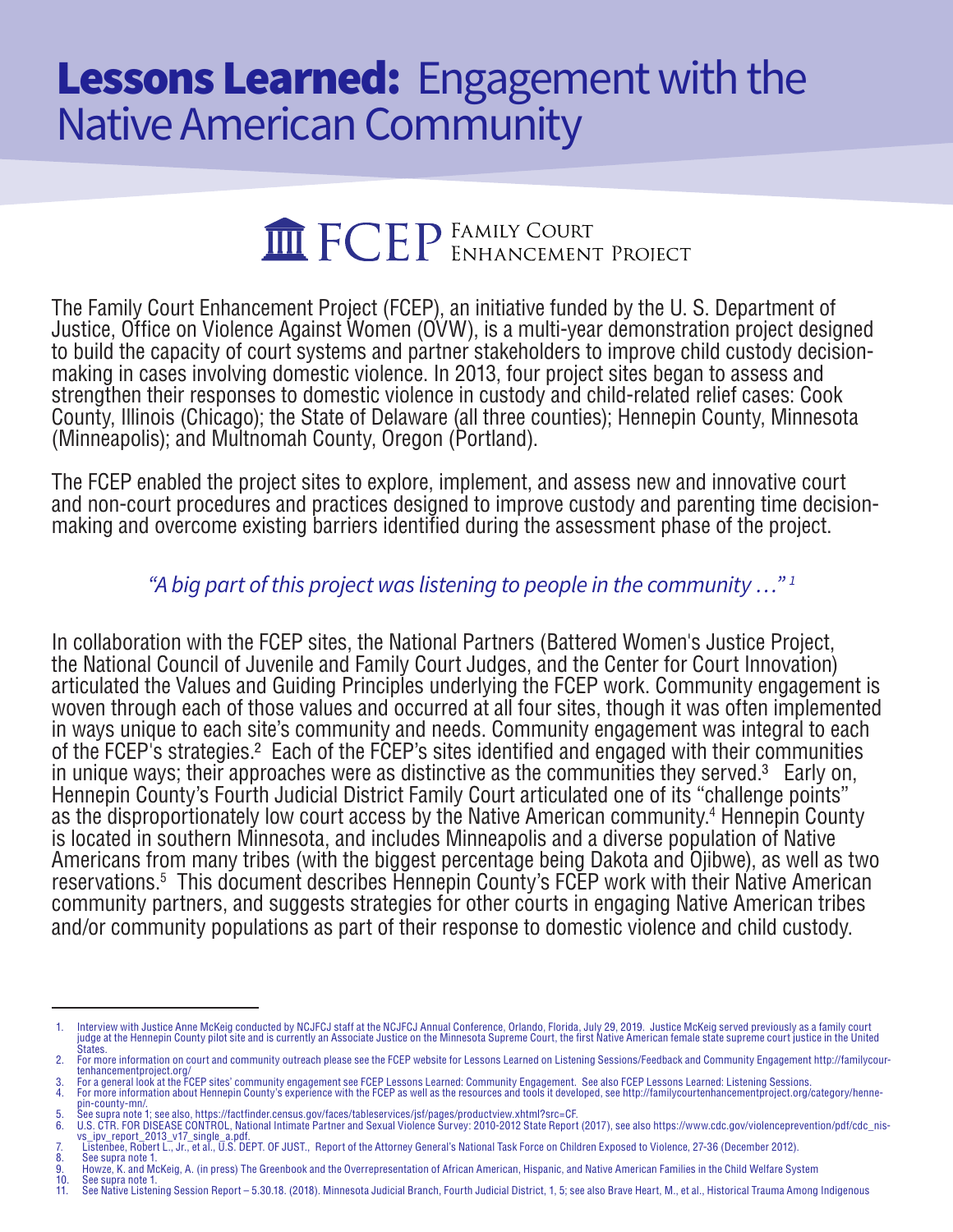# **Lessons Learned:** Engagement with the Native American Community

FCEP Family Court Enhancement Project

The Family Court Enhancement Project (FCEP), an initiative funded by the U. S. Department of Justice, Office on Violence Against Women (OVW), is a multi-year demonstration project designed to build the capacity of court systems and partner stakeholders to improve child custody decision-making in cases involving domestic violence. In 2013, four project sites began to assess and strengthen their responses to domestic violence in custody and child-related relief cases: Cook County, Illinois (Chicago); the State of Delaware (all three counties); Hennepin County, Minnesota (Minneapolis); and Multnomah County, Oregon (Portland).

The FCEP enabled the project sites to explore, implement, and assess new and innovative court and non-court procedures and practices designed to improve custody and parenting time decision-making and overcome existing barriers identified during the assessment phase of the project.

*"A big part of this project was listening to people in the community …"* [1]

In collaboration with the FCEP sites, the National Partners (Battered Women's Justice Project, the National Council of Juvenile and Family Court Judges, and the Center for Court Innovation) articulated the Values and Guiding Principles underlying the FCEP work. Community engagement is woven through each of those values and occurred at all four sites, though it was often implemented in ways unique to each site's community and needs. Community engagement was integral to each of the FCEP's strategies.[2] Each of the FCEP's sites identified and engaged with their communities in unique ways; their approaches were as distinctive as the communities they served.[3] Early on, Hennepin County's Fourth Judicial District Family Court articulated one of its "challenge points" as the disproportionately low court access by the Native American community.[4] Hennepin County is located in southern Minnesota, and includes Minneapolis and a diverse population of Native Americans from many tribes (with the biggest percentage being Dakota and Ojibwe), as well as two reservations.[5] This document describes Hennepin County's FCEP work with their Native American community partners, and suggests strategies for other courts in engaging Native American tribes and/or community populations as part of their response to domestic violence and child custody.

---

1. Interview with Justice Anne McKeig conducted by NCJFCJ staff at the NCJFCJ Annual Conference, Orlando, Florida, July 29, 2019. Justice McKeig served previously as a family court judge at the Hennepin County pilot site and is currently an Associate Justice on the Minnesota Supreme Court, the first Native American female state supreme court justice in the United States.
2. For more information on court and community outreach please see the FCEP website for Lessons Learned on Listening Sessions/Feedback and Community Engagement http://familycourtenhancementproject.org/
3. For a general look at the FCEP sites' community engagement see FCEP Lessons Learned: Community Engagement. See also FCEP Lessons Learned: Listening Sessions.
4. For more information about Hennepin County's experience with the FCEP as well as the resources and tools it developed, see http://familycourtenhancementproject.org/category/hennepin-county-mn/.
5. See supra note 1; see also, https://factfinder.census.gov/faces/tableservices/jsf/pages/productview.xhtml?src=CF.
6. U.S. CTR. FOR DISEASE CONTROL, National Intimate Partner and Sexual Violence Survey: 2010-2012 State Report (2017), see also https://www.cdc.gov/violenceprevention/pdf/cdc_nisvs_ipv_report_2013_v17_single_a.pdf.
7. Listenbee, Robert L., Jr., et al., U.S. DEPT. OF JUST., Report of the Attorney General's National Task Force on Children Exposed to Violence, 27-36 (December 2012).
8. See supra note 1.
9. Howze, K. and McKeig, A. (in press) The Greenbook and the Overrepresentation of African American, Hispanic, and Native American Families in the Child Welfare System
10. See supra note 1.
11. See Native Listening Session Report – 5.30.18. (2018). Minnesota Judicial Branch, Fourth Judicial District, 1, 5; see also Brave Heart, M., et al., Historical Trauma Among Indigenous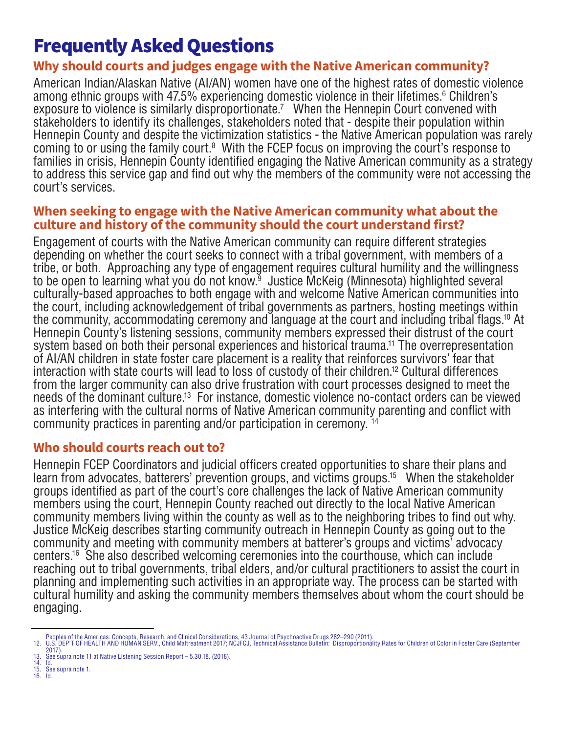# Frequently Asked Questions

## Why should courts and judges engage with the Native American community?

American Indian/Alaskan Native (AI/AN) women have one of the highest rates of domestic violence among ethnic groups with 47.5% experiencing domestic violence in their lifetimes.[6] Children's exposure to violence is similarly disproportionate.[7] When the Hennepin Court convened with stakeholders to identify its challenges, stakeholders noted that - despite their population within Hennepin County and despite the victimization statistics - the Native American population was rarely coming to or using the family court.[8] With the FCEP focus on improving the court's response to families in crisis, Hennepin County identified engaging the Native American community as a strategy to address this service gap and find out why the members of the community were not accessing the court's services.

## When seeking to engage with the Native American community what about the culture and history of the community should the court understand first?

Engagement of courts with the Native American community can require different strategies depending on whether the court seeks to connect with a tribal government, with members of a tribe, or both. Approaching any type of engagement requires cultural humility and the willingness to be open to learning what you do not know.[9] Justice McKeig (Minnesota) highlighted several culturally-based approaches to both engage with and welcome Native American communities into the court, including acknowledgement of tribal governments as partners, hosting meetings within the community, accommodating ceremony and language at the court and including tribal flags.[10] At Hennepin County's listening sessions, community members expressed their distrust of the court system based on both their personal experiences and historical trauma.[11] The overrepresentation of AI/AN children in state foster care placement is a reality that reinforces survivors' fear that interaction with state courts will lead to loss of custody of their children.[12] Cultural differences from the larger community can also drive frustration with court processes designed to meet the needs of the dominant culture.[13] For instance, domestic violence no-contact orders can be viewed as interfering with the cultural norms of Native American community parenting and conflict with community practices in parenting and/or participation in ceremony. [14]

## Who should courts reach out to?

Hennepin FCEP Coordinators and judicial officers created opportunities to share their plans and learn from advocates, batterers' prevention groups, and victims groups.[15] When the stakeholder groups identified as part of the court's core challenges the lack of Native American community members using the court, Hennepin County reached out directly to the local Native American community members living within the county as well as to the neighboring tribes to find out why. Justice McKeig describes starting community outreach in Hennepin County as going out to the community and meeting with community members at batterer's groups and victims' advocacy centers.[16] She also described welcoming ceremonies into the courthouse, which can include reaching out to tribal governments, tribal elders, and/or cultural practitioners to assist the court in planning and implementing such activities in an appropriate way. The process can be started with cultural humility and asking the community members themselves about whom the court should be engaging.

---

Peoples of the Americas: Concepts, Research, and Clinical Considerations, 43 Journal of Psychoactive Drugs 282–290 (2011).

12. U.S. DEP'T OF HEALTH AND HUMAN SERV., Child Maltreatment 2017; NCJFCJ, Technical Assistance Bulletin: Disproportionality Rates for Children of Color in Foster Care (September 2017).
13. See supra note 11 at Native Listening Session Report – 5.30.18. (2018).
14. Id.
15. See supra note 1.
16. Id.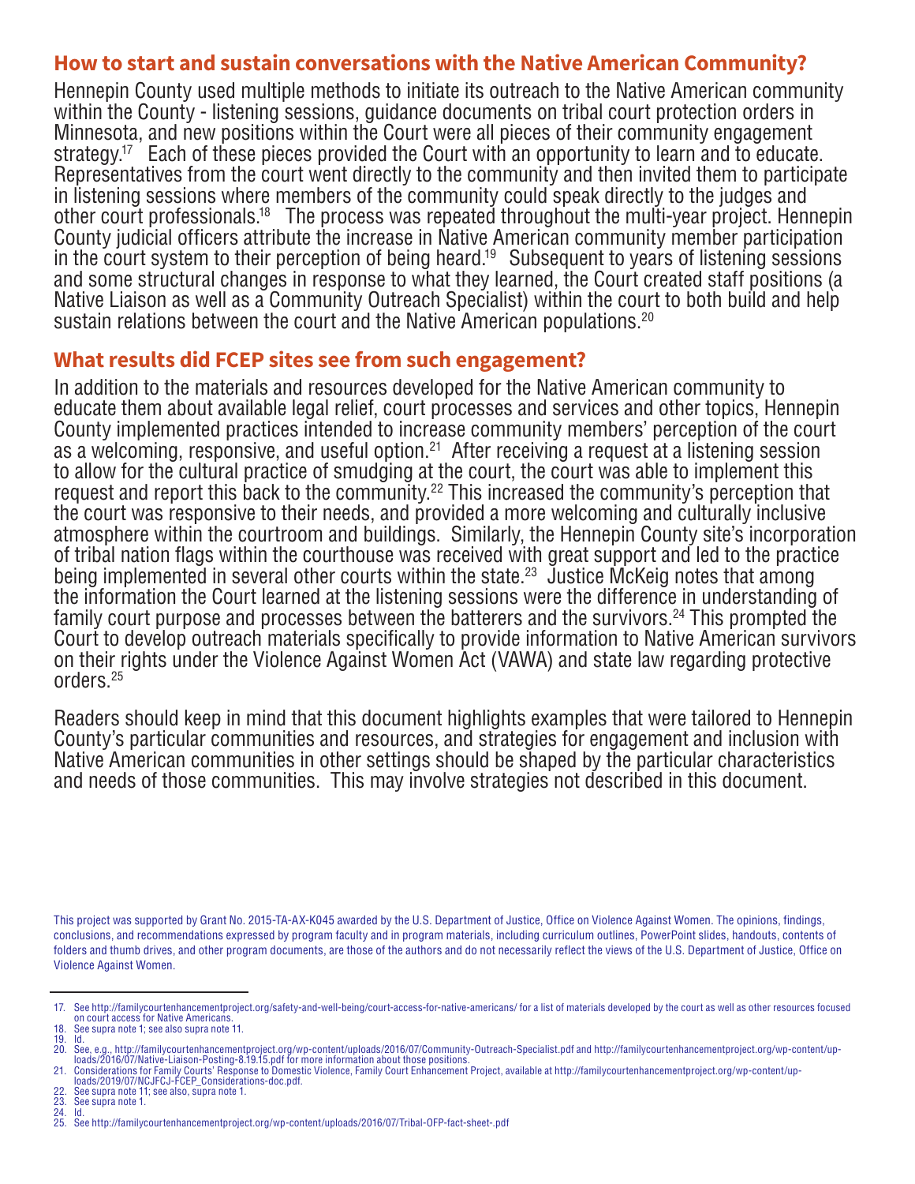## How to start and sustain conversations with the Native American Community?

Hennepin County used multiple methods to initiate its outreach to the Native American community within the County - listening sessions, guidance documents on tribal court protection orders in Minnesota, and new positions within the Court were all pieces of their community engagement strategy.[17] Each of these pieces provided the Court with an opportunity to learn and to educate. Representatives from the court went directly to the community and then invited them to participate in listening sessions where members of the community could speak directly to the judges and other court professionals.[18] The process was repeated throughout the multi-year project. Hennepin County judicial officers attribute the increase in Native American community member participation in the court system to their perception of being heard.[19] Subsequent to years of listening sessions and some structural changes in response to what they learned, the Court created staff positions (a Native Liaison as well as a Community Outreach Specialist) within the court to both build and help sustain relations between the court and the Native American populations.[20]

## What results did FCEP sites see from such engagement?

In addition to the materials and resources developed for the Native American community to educate them about available legal relief, court processes and services and other topics, Hennepin County implemented practices intended to increase community members' perception of the court as a welcoming, responsive, and useful option.[21] After receiving a request at a listening session to allow for the cultural practice of smudging at the court, the court was able to implement this request and report this back to the community.[22] This increased the community's perception that the court was responsive to their needs, and provided a more welcoming and culturally inclusive atmosphere within the courtroom and buildings. Similarly, the Hennepin County site's incorporation of tribal nation flags within the courthouse was received with great support and led to the practice being implemented in several other courts within the state.[23] Justice McKeig notes that among the information the Court learned at the listening sessions were the difference in understanding of family court purpose and processes between the batterers and the survivors.[24] This prompted the Court to develop outreach materials specifically to provide information to Native American survivors on their rights under the Violence Against Women Act (VAWA) and state law regarding protective orders.[25]

Readers should keep in mind that this document highlights examples that were tailored to Hennepin County's particular communities and resources, and strategies for engagement and inclusion with Native American communities in other settings should be shaped by the particular characteristics and needs of those communities. This may involve strategies not described in this document.

This project was supported by Grant No. 2015-TA-AX-K045 awarded by the U.S. Department of Justice, Office on Violence Against Women. The opinions, findings, conclusions, and recommendations expressed by program faculty and in program materials, including curriculum outlines, PowerPoint slides, handouts, contents of folders and thumb drives, and other program documents, are those of the authors and do not necessarily reflect the views of the U.S. Department of Justice, Office on Violence Against Women.

---

17. See http://familycourtenhancementproject.org/safety-and-well-being/court-access-for-native-americans/ for a list of materials developed by the court as well as other resources focused on court access for Native Americans.
18. See supra note 1; see also supra note 11.
19. Id.
20. See, e.g., http://familycourtenhancementproject.org/wp-content/uploads/2016/07/Community-Outreach-Specialist.pdf and http://familycourtenhancementproject.org/wp-content/uploads/2016/07/Native-Liaison-Posting-8.19.15.pdf for more information about those positions.
21. Considerations for Family Courts' Response to Domestic Violence, Family Court Enhancement Project, available at http://familycourtenhancementproject.org/wp-content/uploads/2019/07/NCJFCJ-FCEP_Considerations-doc.pdf.
22. See supra note 11; see also, supra note 1.
23. See supra note 1.
24. Id.
25. See http://familycourtenhancementproject.org/wp-content/uploads/2016/07/Tribal-OFP-fact-sheet-.pdf